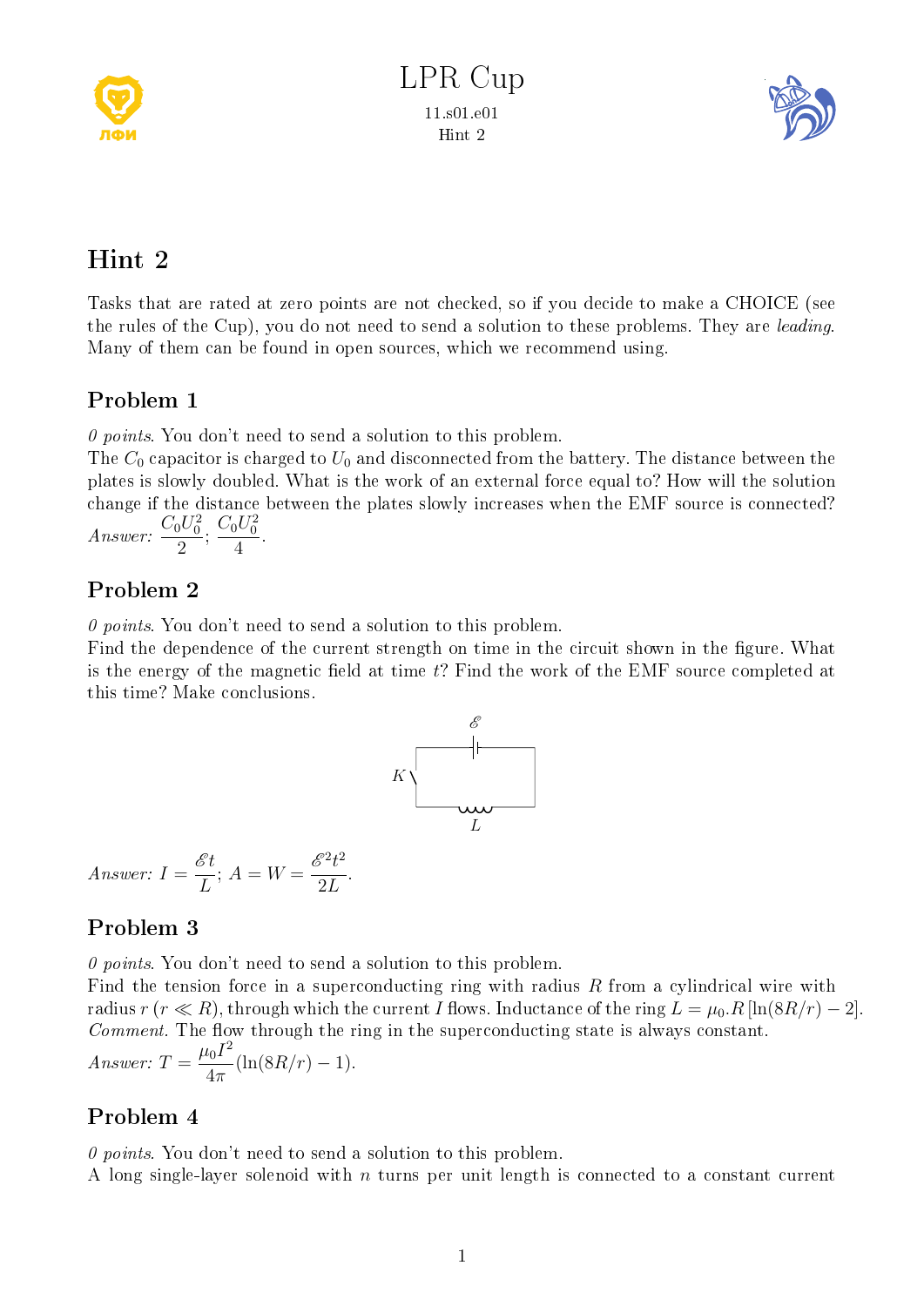LPR Cup

11.s01.e01
Hint 2

# Hint 2

Tasks that are rated at zero points are not checked, so if you decide to make a CHOICE (see the rules of the Cup), you do not need to send a solution to these problems. They are *leading*. Many of them can be found in open sources, which we recommend using.

## Problem 1

*0 points*. You don't need to send a solution to this problem.
The $C_0$ capacitor is charged to $U_0$ and disconnected from the battery. The distance between the plates is slowly doubled. What is the work of an external force equal to? How will the solution change if the distance between the plates slowly increases when the EMF source is connected?
*Answer:* $\dfrac{C_0U_0^2}{2}$; $\dfrac{C_0U_0^2}{4}$.

## Problem 2

*0 points*. You don't need to send a solution to this problem.
Find the dependence of the current strength on time in the circuit shown in the figure. What is the energy of the magnetic field at time $t$? Find the work of the EMF source completed at this time? Make conclusions.

*Answer:* $I = \dfrac{\mathscr{E}t}{L}$; $A = W = \dfrac{\mathscr{E}^2t^2}{2L}$.

## Problem 3

*0 points*. You don't need to send a solution to this problem.
Find the tension force in a superconducting ring with radius $R$ from a cylindrical wire with radius $r$ ($r \ll R$), through which the current $I$ flows. Inductance of the ring $L = \mu_0.R\,[\ln(8R/r) - 2]$.
*Comment.* The flow through the ring in the superconducting state is always constant.
*Answer:* $T = \dfrac{\mu_0 I^2}{4\pi}(\ln(8R/r) - 1)$.

## Problem 4

*0 points*. You don't need to send a solution to this problem.
A long single-layer solenoid with $n$ turns per unit length is connected to a constant current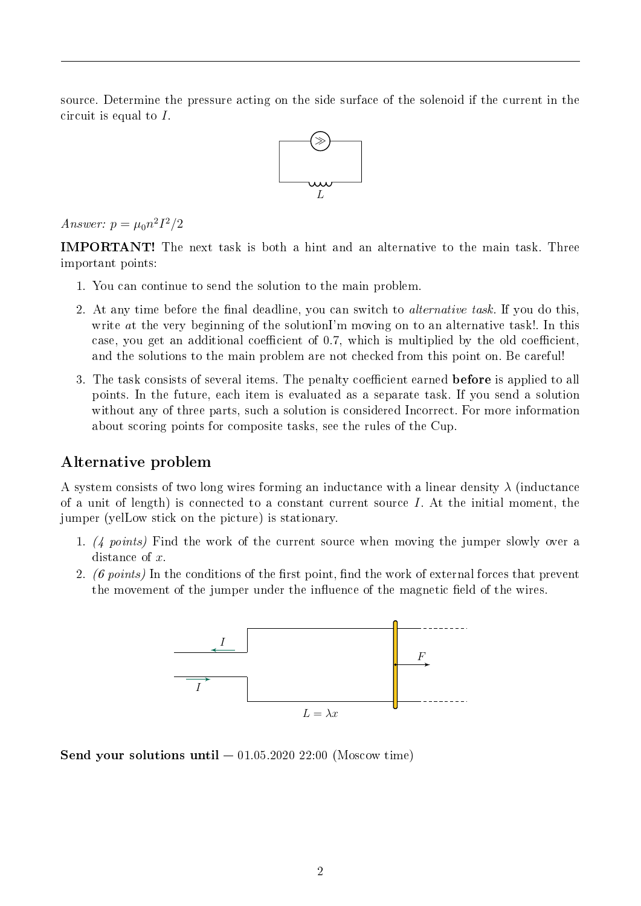source. Determine the pressure acting on the side surface of the solenoid if the current in the circuit is equal to $I$.

$L$

*Answer:* $p = \mu_0 n^2 I^2/2$

**IMPORTANT!** The next task is both a hint and an alternative to the main task. Three important points:

1. You can continue to send the solution to the main problem.
2. At any time before the final deadline, you can switch to *alternative task*. If you do this, write *a*t the very beginning of the solutionI'm moving on to an alternative task!. In this case, you get an additional coefficient of 0.7, which is multiplied by the old coefficient, and the solutions to the main problem are not checked from this point on. Be careful!
3. The task consists of several items. The penalty coefficient earned **before** is applied to all points. In the future, each item is evaluated as a separate task. If you send a solution without any of three parts, such a solution is considered Incorrect. For more information about scoring points for composite tasks, see the rules of the Cup.

## Alternative problem

A system consists of two long wires forming an inductance with a linear density $\lambda$ (inductance of a unit of length) is connected to a constant current source $I$. At the initial moment, the jumper (yelLow stick on the picture) is stationary.

1. *(4 points)* Find the work of the current source when moving the jumper slowly over a distance of $x$.
2. *(6 points)* In the conditions of the first point, find the work of external forces that prevent the movement of the jumper under the influence of the magnetic field of the wires.

$I$

$I$

$F$

$L = \lambda x$

**Send your solutions until** — 01.05.2020 22:00 (Moscow time)